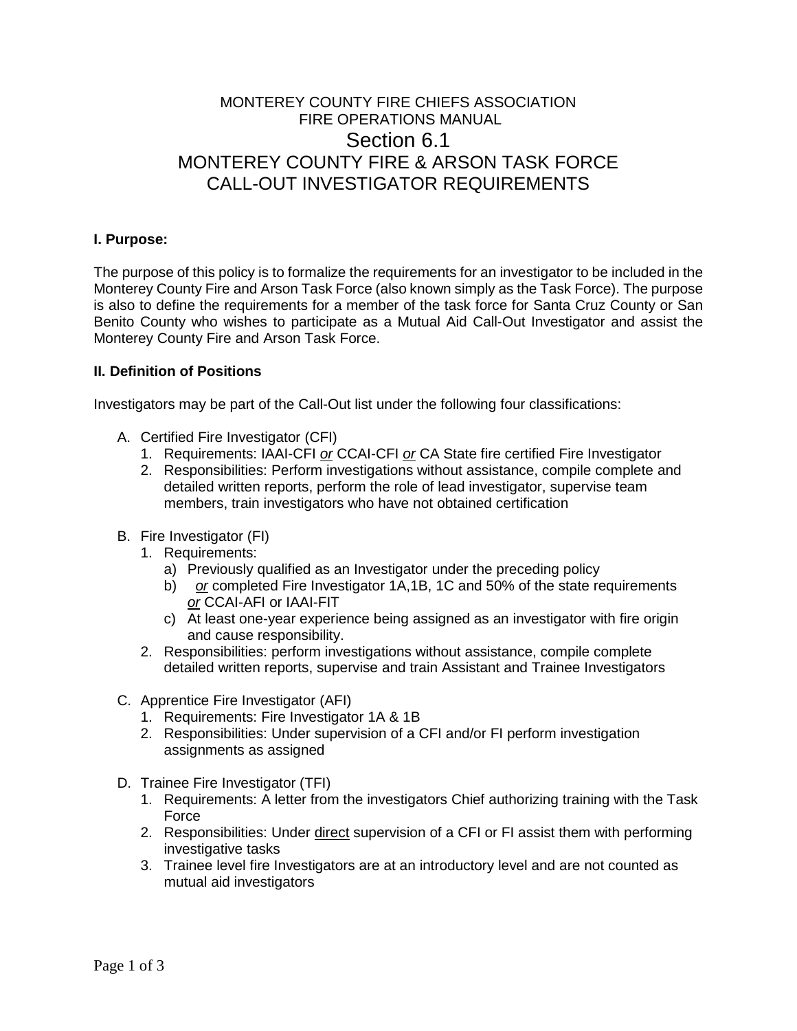MONTEREY COUNTY FIRE CHIEFS ASSOCIATION
FIRE OPERATIONS MANUAL

# Section 6.1
# MONTEREY COUNTY FIRE & ARSON TASK FORCE CALL-OUT INVESTIGATOR REQUIREMENTS

**I. Purpose:**

The purpose of this policy is to formalize the requirements for an investigator to be included in the Monterey County Fire and Arson Task Force (also known simply as the Task Force). The purpose is also to define the requirements for a member of the task force for Santa Cruz County or San Benito County who wishes to participate as a Mutual Aid Call-Out Investigator and assist the Monterey County Fire and Arson Task Force.

**II. Definition of Positions**

Investigators may be part of the Call-Out list under the following four classifications:

A. Certified Fire Investigator (CFI)
   1. Requirements: IAAI-CFI *or* CCAI-CFI *or* CA State fire certified Fire Investigator
   2. Responsibilities: Perform investigations without assistance, compile complete and detailed written reports, perform the role of lead investigator, supervise team members, train investigators who have not obtained certification

B. Fire Investigator (FI)
   1. Requirements:
      a) Previously qualified as an Investigator under the preceding policy
      b) *or* completed Fire Investigator 1A,1B, 1C and 50% of the state requirements *or* CCAI-AFI or IAAI-FIT
      c) At least one-year experience being assigned as an investigator with fire origin and cause responsibility.
   2. Responsibilities: perform investigations without assistance, compile complete detailed written reports, supervise and train Assistant and Trainee Investigators

C. Apprentice Fire Investigator (AFI)
   1. Requirements: Fire Investigator 1A & 1B
   2. Responsibilities: Under supervision of a CFI and/or FI perform investigation assignments as assigned

D. Trainee Fire Investigator (TFI)
   1. Requirements: A letter from the investigators Chief authorizing training with the Task Force
   2. Responsibilities: Under direct supervision of a CFI or FI assist them with performing investigative tasks
   3. Trainee level fire Investigators are at an introductory level and are not counted as mutual aid investigators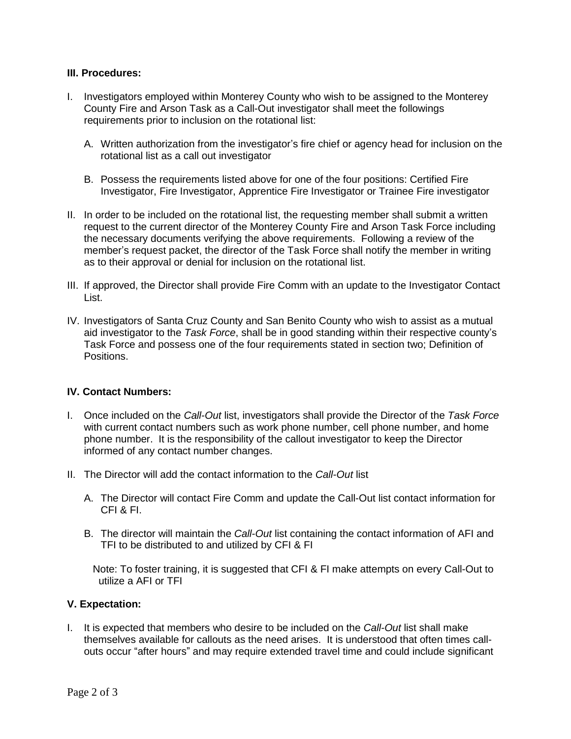### III. Procedures:

I. Investigators employed within Monterey County who wish to be assigned to the Monterey County Fire and Arson Task as a Call-Out investigator shall meet the followings requirements prior to inclusion on the rotational list:

   A. Written authorization from the investigator's fire chief or agency head for inclusion on the rotational list as a call out investigator

   B. Possess the requirements listed above for one of the four positions: Certified Fire Investigator, Fire Investigator, Apprentice Fire Investigator or Trainee Fire investigator

II. In order to be included on the rotational list, the requesting member shall submit a written request to the current director of the Monterey County Fire and Arson Task Force including the necessary documents verifying the above requirements. Following a review of the member's request packet, the director of the Task Force shall notify the member in writing as to their approval or denial for inclusion on the rotational list.

III. If approved, the Director shall provide Fire Comm with an update to the Investigator Contact List.

IV. Investigators of Santa Cruz County and San Benito County who wish to assist as a mutual aid investigator to the *Task Force*, shall be in good standing within their respective county's Task Force and possess one of the four requirements stated in section two; Definition of Positions.

### IV. Contact Numbers:

I. Once included on the *Call-Out* list, investigators shall provide the Director of the *Task Force* with current contact numbers such as work phone number, cell phone number, and home phone number. It is the responsibility of the callout investigator to keep the Director informed of any contact number changes.

II. The Director will add the contact information to the *Call-Out* list

   A. The Director will contact Fire Comm and update the Call-Out list contact information for CFI & FI.

   B. The director will maintain the *Call-Out* list containing the contact information of AFI and TFI to be distributed to and utilized by CFI & FI

   Note: To foster training, it is suggested that CFI & FI make attempts on every Call-Out to utilize a AFI or TFI

### V. Expectation:

I. It is expected that members who desire to be included on the *Call-Out* list shall make themselves available for callouts as the need arises. It is understood that often times call-outs occur "after hours" and may require extended travel time and could include significant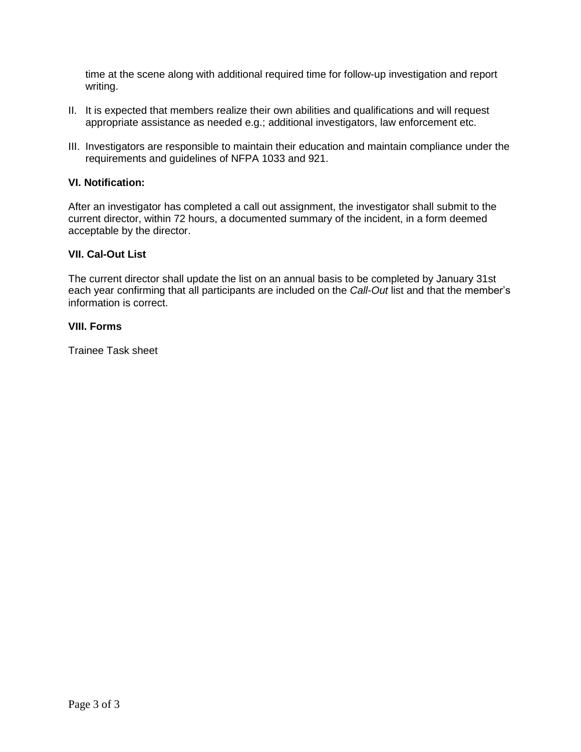time at the scene along with additional required time for follow-up investigation and report writing.

II. It is expected that members realize their own abilities and qualifications and will request appropriate assistance as needed e.g.; additional investigators, law enforcement etc.

III. Investigators are responsible to maintain their education and maintain compliance under the requirements and guidelines of NFPA 1033 and 921.

**VI. Notification:**

After an investigator has completed a call out assignment, the investigator shall submit to the current director, within 72 hours, a documented summary of the incident, in a form deemed acceptable by the director.

**VII. Cal-Out List**

The current director shall update the list on an annual basis to be completed by January 31st each year confirming that all participants are included on the *Call-Out* list and that the member's information is correct.

**VIII. Forms**

Trainee Task sheet